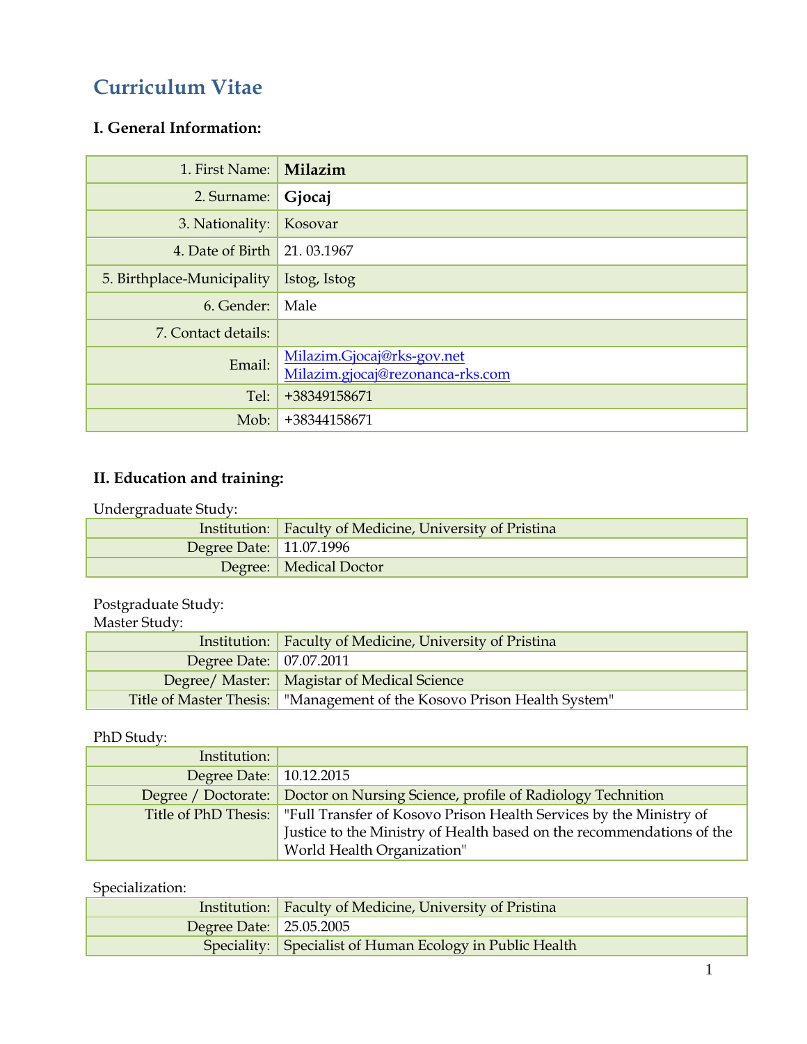# Curriculum Vitae

## I. General Information:

| | |
|---:|---|
| 1. First Name: | **Milazim** |
| 2. Surname: | **Gjocaj** |
| 3. Nationality: | Kosovar |
| 4. Date of Birth | 21. 03.1967 |
| 5. Birthplace-Municipality | Istog, Istog |
| 6. Gender: | Male |
| 7. Contact details: | |
| Email: | Milazim.Gjocaj@rks-gov.net<br>Milazim.gjocaj@rezonanca-rks.com |
| Tel: | +38349158671 |
| Mob: | +38344158671 |

## II. Education and training:

Undergraduate Study:

| | |
|---:|---|
| Institution: | Faculty of Medicine, University of Pristina |
| Degree Date: | 11.07.1996 |
| Degree: | Medical Doctor |

Postgraduate Study:
Master Study:

| | |
|---:|---|
| Institution: | Faculty of Medicine, University of Pristina |
| Degree Date: | 07.07.2011 |
| Degree/ Master: | Magistar of Medical Science |
| Title of Master Thesis: | "Management of the Kosovo Prison Health System" |

PhD Study:

| | |
|---:|---|
| Institution: | |
| Degree Date: | 10.12.2015 |
| Degree / Doctorate: | Doctor on Nursing Science, profile of Radiology Technition |
| Title of PhD Thesis: | "Full Transfer of Kosovo Prison Health Services by the Ministry of Justice to the Ministry of Health based on the recommendations of the World Health Organization" |

Specialization:

| | |
|---:|---|
| Institution: | Faculty of Medicine, University of Pristina |
| Degree Date: | 25.05.2005 |
| Speciality: | Specialist of Human Ecology in Public Health |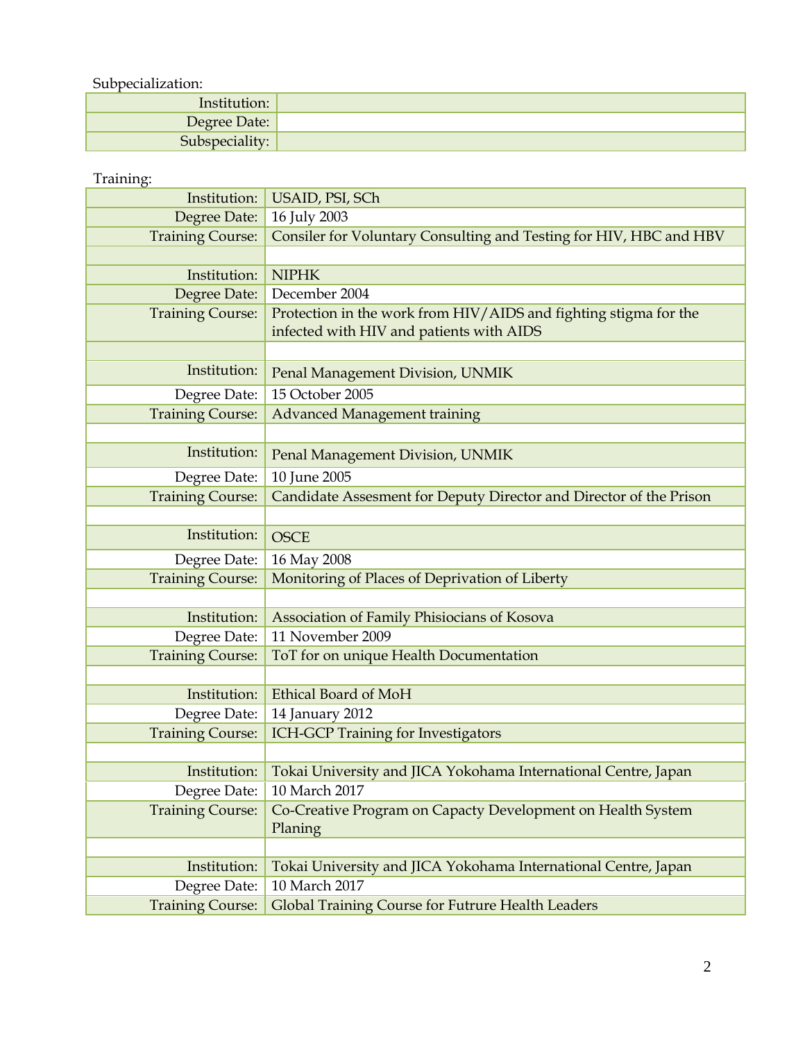Subpecialization:

| | |
|---|---|
| Institution: | |
| Degree Date: | |
| Subspeciality: | |

Training:

| | |
|---|---|
| Institution: | USAID, PSI, SCh |
| Degree Date: | 16 July 2003 |
| Training Course: | Consiler for Voluntary Consulting and Testing for HIV, HBC and HBV |
| | |
| Institution: | NIPHK |
| Degree Date: | December 2004 |
| Training Course: | Protection in the work from HIV/AIDS and fighting stigma for the infected with HIV and patients with AIDS |
| | |
| Institution: | Penal Management Division, UNMIK |
| Degree Date: | 15 October 2005 |
| Training Course: | Advanced Management training |
| | |
| Institution: | Penal Management Division, UNMIK |
| Degree Date: | 10 June 2005 |
| Training Course: | Candidate Assesment for Deputy Director and Director of the Prison |
| | |
| Institution: | OSCE |
| Degree Date: | 16 May 2008 |
| Training Course: | Monitoring of Places of Deprivation of Liberty |
| | |
| Institution: | Association of Family Phisiocians of Kosova |
| Degree Date: | 11 November 2009 |
| Training Course: | ToT for on unique Health Documentation |
| | |
| Institution: | Ethical Board of MoH |
| Degree Date: | 14 January 2012 |
| Training Course: | ICH-GCP Training for Investigators |
| | |
| Institution: | Tokai University and JICA Yokohama International Centre, Japan |
| Degree Date: | 10 March 2017 |
| Training Course: | Co-Creative Program on Capacty Development on Health System Planing |
| | |
| Institution: | Tokai University and JICA Yokohama International Centre, Japan |
| Degree Date: | 10 March 2017 |
| Training Course: | Global Training Course for Futrure Health Leaders |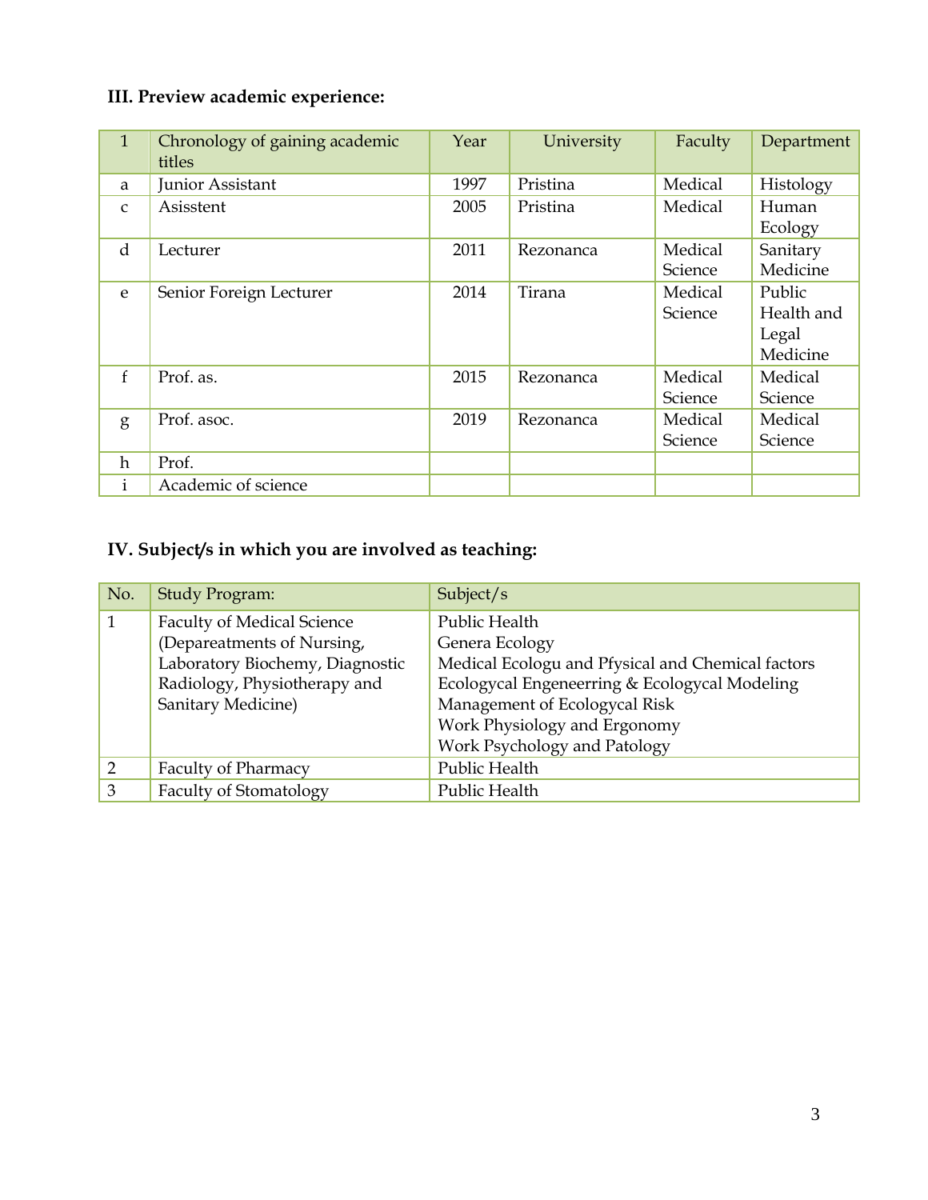**III. Preview academic experience:**

| 1 | Chronology of gaining academic titles | Year | University | Faculty | Department |
|---|---|---|---|---|---|
| a | Junior Assistant | 1997 | Pristina | Medical | Histology |
| c | Asisstent | 2005 | Pristina | Medical | Human Ecology |
| d | Lecturer | 2011 | Rezonanca | Medical Science | Sanitary Medicine |
| e | Senior Foreign Lecturer | 2014 | Tirana | Medical Science | Public Health and Legal Medicine |
| f | Prof. as. | 2015 | Rezonanca | Medical Science | Medical Science |
| g | Prof. asoc. | 2019 | Rezonanca | Medical Science | Medical Science |
| h | Prof. | | | | |
| i | Academic of science | | | | |

**IV. Subject/s in which you are involved as teaching:**

| No. | Study Program: | Subject/s |
|---|---|---|
| 1 | Faculty of Medical Science (Depareatments of Nursing, Laboratory Biochemy, Diagnostic Radiology, Physiotherapy and Sanitary Medicine) | Public Health<br>Genera Ecology<br>Medical Ecologu and Pfysical and Chemical factors<br>Ecologycal Engeneerring & Ecologycal Modeling<br>Management of Ecologycal Risk<br>Work Physiology and Ergonomy<br>Work Psychology and Patology |
| 2 | Faculty of Pharmacy | Public Health |
| 3 | Faculty of Stomatology | Public Health |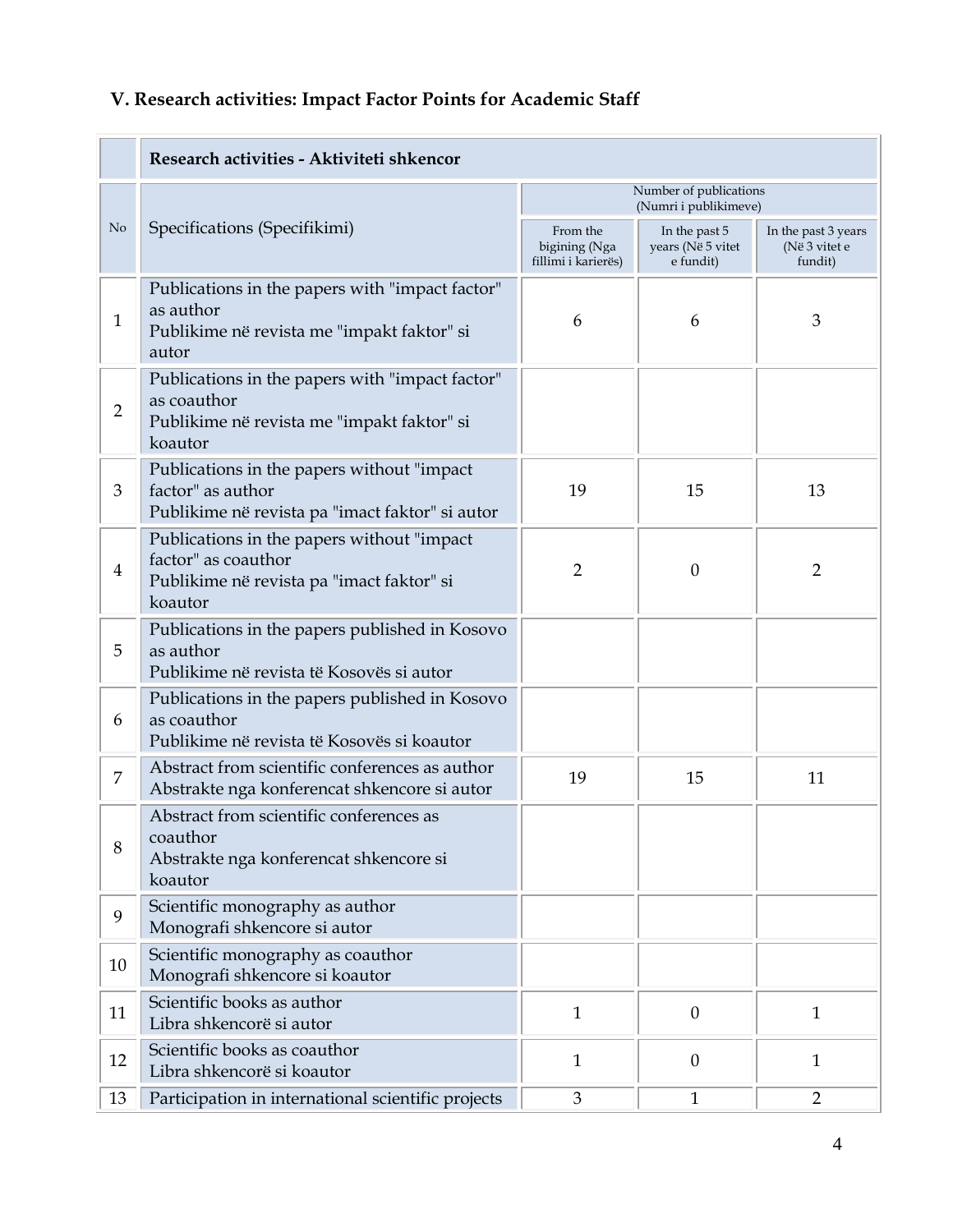### V. Research activities: Impact Factor Points for Academic Staff

| No | Research activities - Aktiviteti shkencor | | | |
|---|---|---|---|---|
| | Specifications (Specifikimi) | Number of publications (Numri i publikimeve) | | |
| | | From the bigining (Nga fillimi i karierës) | In the past 5 years (Në 5 vitet e fundit) | In the past 3 years (Në 3 vitet e fundit) |
| 1 | Publications in the papers with "impact factor" as author<br>Publikime në revista me "impakt faktor" si autor | 6 | 6 | 3 |
| 2 | Publications in the papers with "impact factor" as coauthor<br>Publikime në revista me "impakt faktor" si koautor | | | |
| 3 | Publications in the papers without "impact factor" as author<br>Publikime në revista pa "imact faktor" si autor | 19 | 15 | 13 |
| 4 | Publications in the papers without "impact factor" as coauthor<br>Publikime në revista pa "imact faktor" si koautor | 2 | 0 | 2 |
| 5 | Publications in the papers published in Kosovo as author<br>Publikime në revista të Kosovës si autor | | | |
| 6 | Publications in the papers published in Kosovo as coauthor<br>Publikime në revista të Kosovës si koautor | | | |
| 7 | Abstract from scientific conferences as author<br>Abstrakte nga konferencat shkencore si autor | 19 | 15 | 11 |
| 8 | Abstract from scientific conferences as coauthor<br>Abstrakte nga konferencat shkencore si koautor | | | |
| 9 | Scientific monography as author<br>Monografi shkencore si autor | | | |
| 10 | Scientific monography as coauthor<br>Monografi shkencore si koautor | | | |
| 11 | Scientific books as author<br>Libra shkencorë si autor | 1 | 0 | 1 |
| 12 | Scientific books as coauthor<br>Libra shkencorë si koautor | 1 | 0 | 1 |
| 13 | Participation in international scientific projects | 3 | 1 | 2 |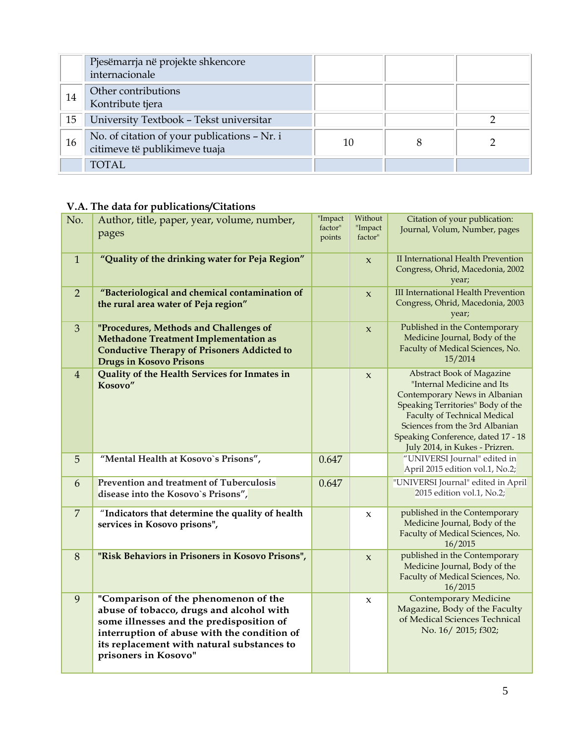|  |  |  |  |  |
|---|---|---|---|---|
|  | Pjesëmarrja në projekte shkencore internacionale |  |  |  |
| 14 | Other contributions<br>Kontribute tjera |  |  |  |
| 15 | University Textbook – Tekst universitar |  |  | 2 |
| 16 | No. of citation of your publications – Nr. i citimeve të publikimeve tuaja | 10 | 8 | 2 |
|  | TOTAL |  |  |  |

**V.A. The data for publications/Citations**

| No. | Author, title, paper, year, volume, number, pages | "Impact factor" points | Without "Impact factor" | Citation of your publication: Journal, Volum, Number, pages |
|---|---|---|---|---|
| 1 | **"Quality of the drinking water for Peja Region"** |  | x | II International Health Prevention Congress, Ohrid, Macedonia, 2002 year; |
| 2 | **"Bacteriological and chemical contamination of the rural area water of Peja region"** |  | x | III International Health Prevention Congress, Ohrid, Macedonia, 2003 year; |
| 3 | **"Procedures, Methods and Challenges of Methadone Treatment Implementation as Conductive Therapy of Prisoners Addicted to Drugs in Kosovo Prisons** |  | x | Published in the Contemporary Medicine Journal, Body of the Faculty of Medical Sciences, No. 15/2014 |
| 4 | **Quality of the Health Services for Inmates in Kosovo"** |  | x | Abstract Book of Magazine "Internal Medicine and Its Contemporary News in Albanian Speaking Territories" Body of the Faculty of Technical Medical Sciences from the 3rd Albanian Speaking Conference, dated 17 - 18 July 2014, in Kukes - Prizren. |
| 5 | **"Mental Health at Kosovo`s Prisons",** | 0.647 |  | "UNIVERSI Journal" edited in April 2015 edition vol.1, No.2; |
| 6 | **Prevention and treatment of Tuberculosis disease into the Kosovo`s Prisons",** | 0.647 |  | "UNIVERSI Journal" edited in April 2015 edition vol.1, No.2; |
| 7 | **"Indicators that determine the quality of health services in Kosovo prisons",** |  | x | published in the Contemporary Medicine Journal, Body of the Faculty of Medical Sciences, No. 16/2015 |
| 8 | **"Risk Behaviors in Prisoners in Kosovo Prisons",** |  | x | published in the Contemporary Medicine Journal, Body of the Faculty of Medical Sciences, No. 16/2015 |
| 9 | **"Comparison of the phenomenon of the abuse of tobacco, drugs and alcohol with some illnesses and the predisposition of interruption of abuse with the condition of its replacement with natural substances to prisoners in Kosovo"** |  | x | Contemporary Medicine Magazine, Body of the Faculty of Medical Sciences Technical No. 16/ 2015; f302; |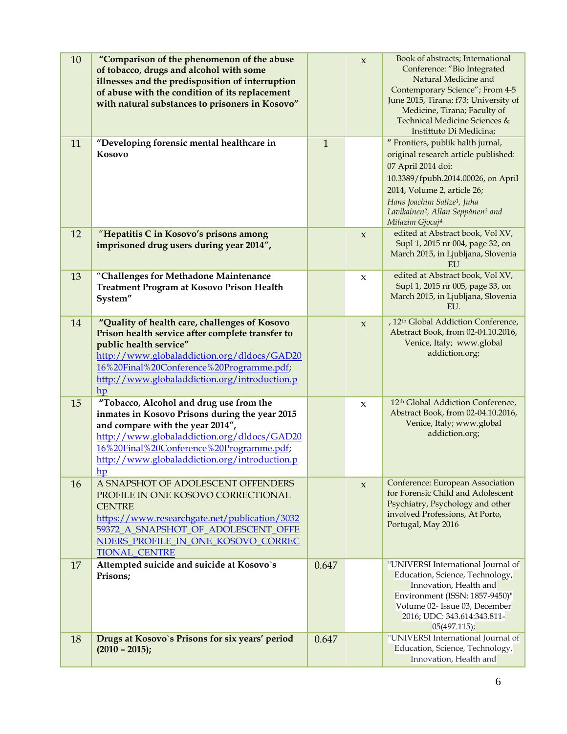| 10 | **"Comparison of the phenomenon of the abuse of tobacco, drugs and alcohol with some illnesses and the predisposition of interruption of abuse with the condition of its replacement with natural substances to prisoners in Kosovo"** | | x | Book of abstracts; International Conference: "Bio Integrated Natural Medicine and Contemporary Science"; From 4-5 June 2015, Tirana; f73; University of Medicine, Tirana; Faculty of Technical Medicine Sciences & Instituto Di Medicina; |
|---|---|---|---|---|
| 11 | **"Developing forensic mental healthcare in Kosovo** | 1 | | " Frontiers, publik halth jurnal, original research article published: 07 April 2014 doi: 10.3389/fpubh.2014.00026, on April 2014, Volume 2, article 26; *Hans Joachim Salize[1], Juha Lavikainen[2], Allan Seppänen[3] and Milazim Gjocaj[4]* |
| 12 | **"Hepatitis C in Kosovo's prisons among imprisoned drug users during year 2014",** | | x | edited at Abstract book, Vol XV, Supl 1, 2015 nr 004, page 32, on March 2015, in Ljubljana, Slovenia EU |
| 13 | **"Challenges for Methadone Maintenance Treatment Program at Kosovo Prison Health System"** | | x | edited at Abstract book, Vol XV, Supl 1, 2015 nr 005, page 33, on March 2015, in Ljubljana, Slovenia EU. |
| 14 | **"Quality of health care, challenges of Kosovo Prison health service after complete transfer to public health service"** http://www.globaladdiction.org/dldocs/GAD2016%20Final%20Conference%20Programme.pdf; http://www.globaladdiction.org/introduction.php | | x | , 12th Global Addiction Conference, Abstract Book, from 02-04.10.2016, Venice, Italy; www.global addiction.org; |
| 15 | **"Tobacco, Alcohol and drug use from the inmates in Kosovo Prisons during the year 2015 and compare with the year 2014",** http://www.globaladdiction.org/dldocs/GAD2016%20Final%20Conference%20Programme.pdf; http://www.globaladdiction.org/introduction.php | | x | 12th Global Addiction Conference, Abstract Book, from 02-04.10.2016, Venice, Italy; www.global addiction.org; |
| 16 | A SNAPSHOT OF ADOLESCENT OFFENDERS PROFILE IN ONE KOSOVO CORRECTIONAL CENTRE https://www.researchgate.net/publication/303259372_A_SNAPSHOT_OF_ADOLESCENT_OFFENDERS_PROFILE_IN_ONE_KOSOVO_CORRECTIONAL_CENTRE | | x | Conference: European Association for Forensic Child and Adolescent Psychiatry, Psychology and other involved Professions, At Porto, Portugal, May 2016 |
| 17 | **Attempted suicide and suicide at Kosovo`s Prisons;** | 0.647 | | "UNIVERSI International Journal of Education, Science, Technology, Innovation, Health and Environment (ISSN: 1857-9450)" Volume 02- Issue 03, December 2016; UDC: 343.614:343.811-05(497.115); |
| 18 | **Drugs at Kosovo`s Prisons for six years' period (2010 – 2015);** | 0.647 | | "UNIVERSI International Journal of Education, Science, Technology, Innovation, Health and |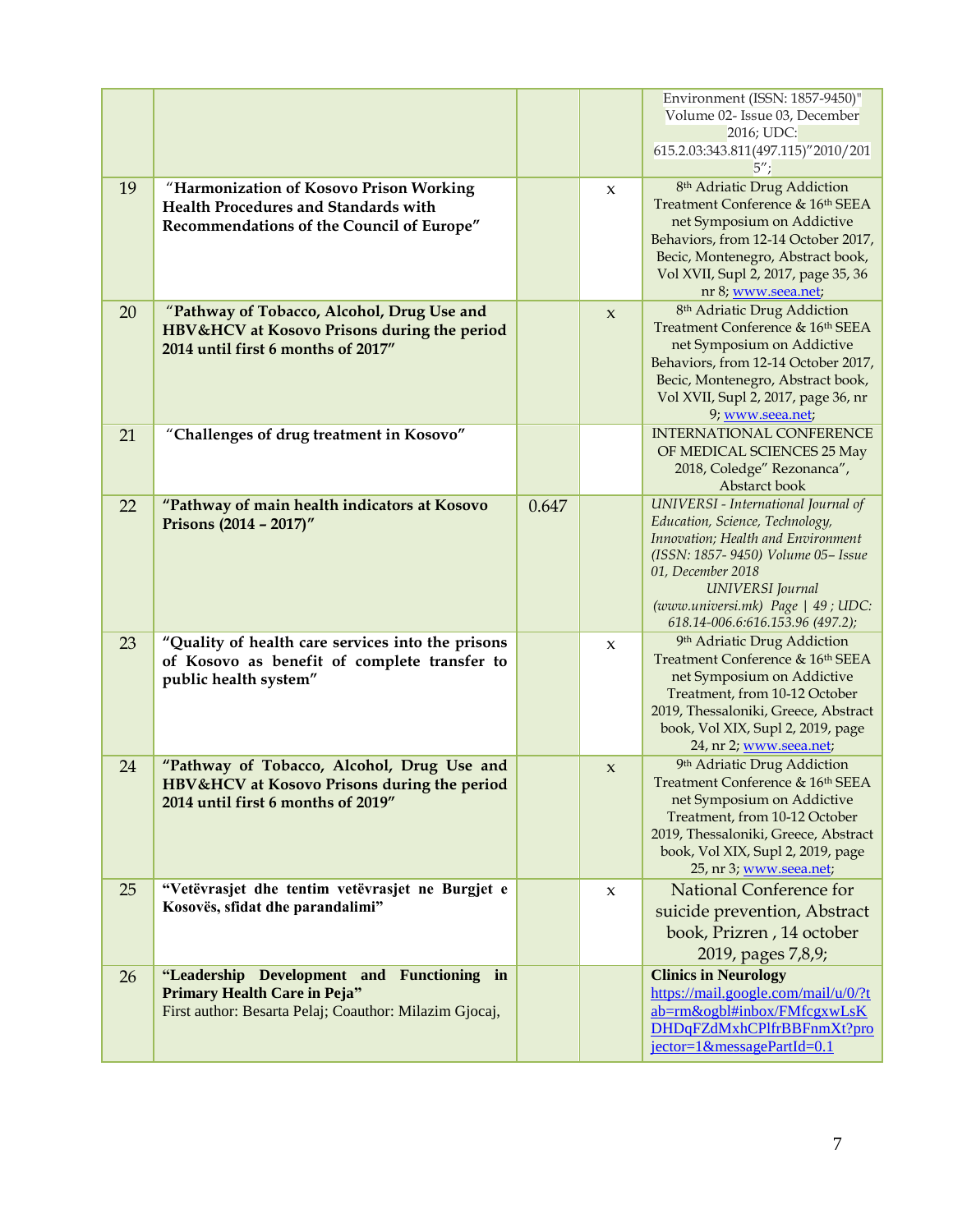| | | | | |
|---|---|---|---|---|
| | | | | Environment (ISSN: 1857-9450)" Volume 02- Issue 03, December 2016; UDC: 615.2.03:343.811(497.115)"2010/2015"; |
| 19 | "Harmonization of Kosovo Prison Working Health Procedures and Standards with Recommendations of the Council of Europe" | | x | 8th Adriatic Drug Addiction Treatment Conference & 16th SEEA net Symposium on Addictive Behaviors, from 12-14 October 2017, Becic, Montenegro, Abstract book, Vol XVII, Supl 2, 2017, page 35, 36 nr 8; www.seea.net; |
| 20 | "Pathway of Tobacco, Alcohol, Drug Use and HBV&HCV at Kosovo Prisons during the period 2014 until first 6 months of 2017" | | x | 8th Adriatic Drug Addiction Treatment Conference & 16th SEEA net Symposium on Addictive Behaviors, from 12-14 October 2017, Becic, Montenegro, Abstract book, Vol XVII, Supl 2, 2017, page 36, nr 9; www.seea.net; |
| 21 | "Challenges of drug treatment in Kosovo" | | | INTERNATIONAL CONFERENCE OF MEDICAL SCIENCES 25 May 2018, Coledge" Rezonanca", Abstarct book |
| 22 | **"Pathway of main health indicators at Kosovo Prisons (2014 – 2017)"** | 0.647 | | *UNIVERSI - International Journal of Education, Science, Technology, Innovation; Health and Environment (ISSN: 1857- 9450) Volume 05– Issue 01, December 2018 UNIVERSI Journal (www.universi.mk) Page \| 49 ; UDC: 618.14-006.6:616.153.96 (497.2);* |
| 23 | **"Quality of health care services into the prisons of Kosovo as benefit of complete transfer to public health system"** | | x | 9th Adriatic Drug Addiction Treatment Conference & 16th SEEA net Symposium on Addictive Treatment, from 10-12 October 2019, Thessaloniki, Greece, Abstract book, Vol XIX, Supl 2, 2019, page 24, nr 2; www.seea.net; |
| 24 | **"Pathway of Tobacco, Alcohol, Drug Use and HBV&HCV at Kosovo Prisons during the period 2014 until first 6 months of 2019"** | | x | 9th Adriatic Drug Addiction Treatment Conference & 16th SEEA net Symposium on Addictive Treatment, from 10-12 October 2019, Thessaloniki, Greece, Abstract book, Vol XIX, Supl 2, 2019, page 25, nr 3; www.seea.net; |
| 25 | **"Vetëvrasjet dhe tentim vetëvrasjet ne Burgjet e Kosovës, sfidat dhe parandalimi"** | | x | National Conference for suicide prevention, Abstract book, Prizren , 14 october 2019, pages 7,8,9; |
| 26 | **"Leadership Development and Functioning in Primary Health Care in Peja"** First author: Besarta Pelaj; Coauthor: Milazim Gjocaj, | | | **Clinics in Neurology** https://mail.google.com/mail/u/0/?tab=rm&ogbl#inbox/FMfcgxwLsKDHDqFZdMxhCPlfrBBFnmXt?projector=1&messagePartId=0.1 |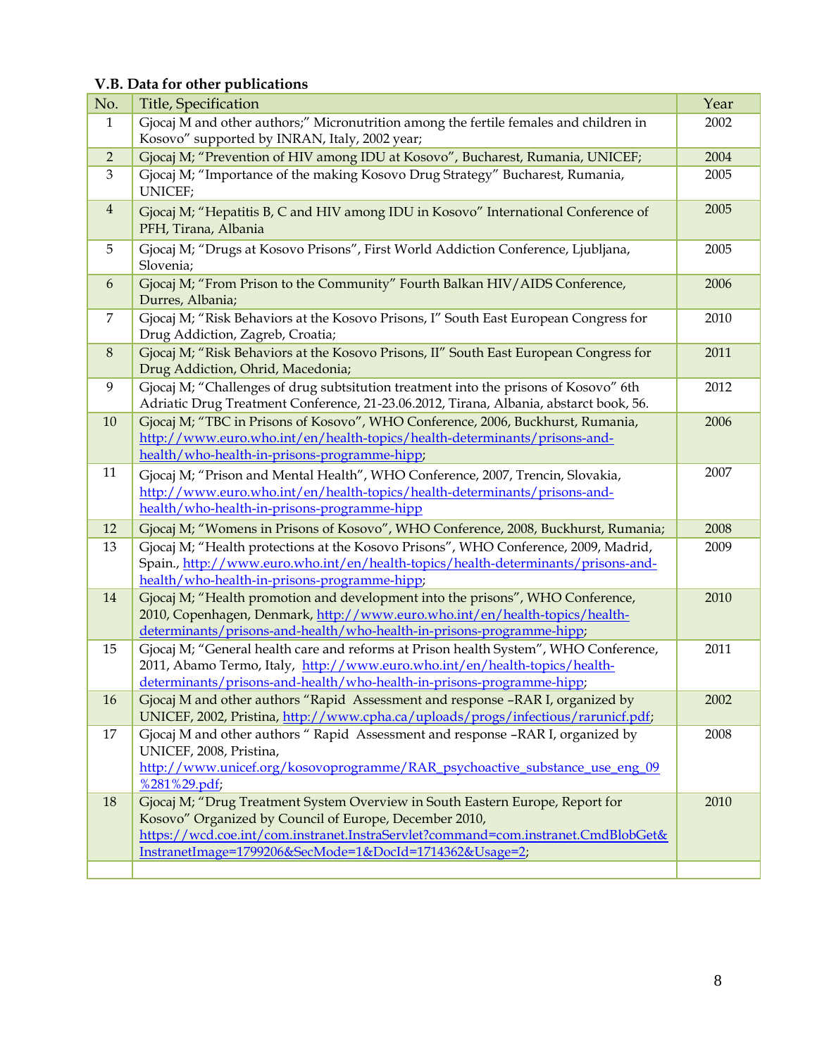### V.B. Data for other publications

| No. | Title, Specification | Year |
|---|---|---|
| 1 | Gjocaj M and other authors;" Micronutrition among the fertile females and children in Kosovo" supported by INRAN, Italy, 2002 year; | 2002 |
| 2 | Gjocaj M; "Prevention of HIV among IDU at Kosovo", Bucharest, Rumania, UNICEF; | 2004 |
| 3 | Gjocaj M; "Importance of the making Kosovo Drug Strategy" Bucharest, Rumania, UNICEF; | 2005 |
| 4 | Gjocaj M; "Hepatitis B, C and HIV among IDU in Kosovo" International Conference of PFH, Tirana, Albania | 2005 |
| 5 | Gjocaj M; "Drugs at Kosovo Prisons", First World Addiction Conference, Ljubljana, Slovenia; | 2005 |
| 6 | Gjocaj M; "From Prison to the Community" Fourth Balkan HIV/AIDS Conference, Durres, Albania; | 2006 |
| 7 | Gjocaj M; "Risk Behaviors at the Kosovo Prisons, I" South East European Congress for Drug Addiction, Zagreb, Croatia; | 2010 |
| 8 | Gjocaj M; "Risk Behaviors at the Kosovo Prisons, II" South East European Congress for Drug Addiction, Ohrid, Macedonia; | 2011 |
| 9 | Gjocaj M; "Challenges of drug subtsitution treatment into the prisons of Kosovo" 6th Adriatic Drug Treatment Conference, 21-23.06.2012, Tirana, Albania, abstarct book, 56. | 2012 |
| 10 | Gjocaj M; "TBC in Prisons of Kosovo", WHO Conference, 2006, Buckhurst, Rumania, http://www.euro.who.int/en/health-topics/health-determinants/prisons-and-health/who-health-in-prisons-programme-hipp | 2006 |
| 11 | Gjocaj M; "Prison and Mental Health", WHO Conference, 2007, Trencin, Slovakia, http://www.euro.who.int/en/health-topics/health-determinants/prisons-and-health/who-health-in-prisons-programme-hipp | 2007 |
| 12 | Gjocaj M; "Womens in Prisons of Kosovo", WHO Conference, 2008, Buckhurst, Rumania; | 2008 |
| 13 | Gjocaj M; "Health protections at the Kosovo Prisons", WHO Conference, 2009, Madrid, Spain., http://www.euro.who.int/en/health-topics/health-determinants/prisons-and-health/who-health-in-prisons-programme-hipp; | 2009 |
| 14 | Gjocaj M; "Health promotion and development into the prisons", WHO Conference, 2010, Copenhagen, Denmark, http://www.euro.who.int/en/health-topics/health-determinants/prisons-and-health/who-health-in-prisons-programme-hipp; | 2010 |
| 15 | Gjocaj M; "General health care and reforms at Prison health System", WHO Conference, 2011, Abamo Termo, Italy, http://www.euro.who.int/en/health-topics/health-determinants/prisons-and-health/who-health-in-prisons-programme-hipp; | 2011 |
| 16 | Gjocaj M and other authors "Rapid Assessment and response –RAR I, organized by UNICEF, 2002, Pristina, http://www.cpha.ca/uploads/progs/infectious/rarunicf.pdf; | 2002 |
| 17 | Gjocaj M and other authors " Rapid Assessment and response –RAR I, organized by UNICEF, 2008, Pristina, http://www.unicef.org/kosovoprogramme/RAR_psychoactive_substance_use_eng_09%281%29.pdf; | 2008 |
| 18 | Gjocaj M; "Drug Treatment System Overview in South Eastern Europe, Report for Kosovo" Organized by Council of Europe, December 2010, https://wcd.coe.int/com.instranet.InstraServlet?command=com.instranet.CmdBlobGet&InstranetImage=1799206&SecMode=1&DocId=1714362&Usage=2; | 2010 |
| | | |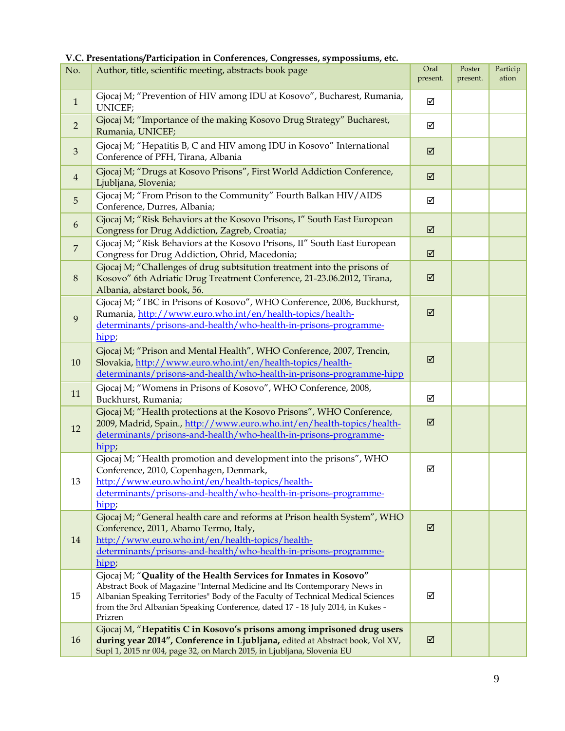**V.C. Presentations/Participation in Conferences, Congresses, sympossiums, etc.**

| No. | Author, title, scientific meeting, abstracts book page | Oral present. | Poster present. | Particip ation |
|---|---|---|---|---|
| 1 | Gjocaj M; "Prevention of HIV among IDU at Kosovo", Bucharest, Rumania, UNICEF; | ☑ | | |
| 2 | Gjocaj M; "Importance of the making Kosovo Drug Strategy" Bucharest, Rumania, UNICEF; | ☑ | | |
| 3 | Gjocaj M; "Hepatitis B, C and HIV among IDU in Kosovo" International Conference of PFH, Tirana, Albania | ☑ | | |
| 4 | Gjocaj M; "Drugs at Kosovo Prisons", First World Addiction Conference, Ljubljana, Slovenia; | ☑ | | |
| 5 | Gjocaj M; "From Prison to the Community" Fourth Balkan HIV/AIDS Conference, Durres, Albania; | ☑ | | |
| 6 | Gjocaj M; "Risk Behaviors at the Kosovo Prisons, I" South East European Congress for Drug Addiction, Zagreb, Croatia; | ☑ | | |
| 7 | Gjocaj M; "Risk Behaviors at the Kosovo Prisons, II" South East European Congress for Drug Addiction, Ohrid, Macedonia; | ☑ | | |
| 8 | Gjocaj M; "Challenges of drug subtsitution treatment into the prisons of Kosovo" 6th Adriatic Drug Treatment Conference, 21-23.06.2012, Tirana, Albania, abstarct book, 56. | ☑ | | |
| 9 | Gjocaj M; "TBC in Prisons of Kosovo", WHO Conference, 2006, Buckhurst, Rumania, http://www.euro.who.int/en/health-topics/health-determinants/prisons-and-health/who-health-in-prisons-programme-hipp; | ☑ | | |
| 10 | Gjocaj M; "Prison and Mental Health", WHO Conference, 2007, Trencin, Slovakia, http://www.euro.who.int/en/health-topics/health-determinants/prisons-and-health/who-health-in-prisons-programme-hipp | ☑ | | |
| 11 | Gjocaj M; "Womens in Prisons of Kosovo", WHO Conference, 2008, Buckhurst, Rumania; | ☑ | | |
| 12 | Gjocaj M; "Health protections at the Kosovo Prisons", WHO Conference, 2009, Madrid, Spain., http://www.euro.who.int/en/health-topics/health-determinants/prisons-and-health/who-health-in-prisons-programme-hipp; | ☑ | | |
| 13 | Gjocaj M; "Health promotion and development into the prisons", WHO Conference, 2010, Copenhagen, Denmark, http://www.euro.who.int/en/health-topics/health-determinants/prisons-and-health/who-health-in-prisons-programme-hipp; | ☑ | | |
| 14 | Gjocaj M; "General health care and reforms at Prison health System", WHO Conference, 2011, Abamo Termo, Italy, http://www.euro.who.int/en/health-topics/health-determinants/prisons-and-health/who-health-in-prisons-programme-hipp; | ☑ | | |
| 15 | Gjocaj M; **"Quality of the Health Services for Inmates in Kosovo"** Abstract Book of Magazine "Internal Medicine and Its Contemporary News in Albanian Speaking Territories" Body of the Faculty of Technical Medical Sciences from the 3rd Albanian Speaking Conference, dated 17 - 18 July 2014, in Kukes - Prizren | ☑ | | |
| 16 | Gjocaj M, **"Hepatitis C in Kosovo's prisons among imprisoned drug users during year 2014", Conference in Ljubljana,** edited at Abstract book, Vol XV, Supl 1, 2015 nr 004, page 32, on March 2015, in Ljubljana, Slovenia EU | ☑ | | |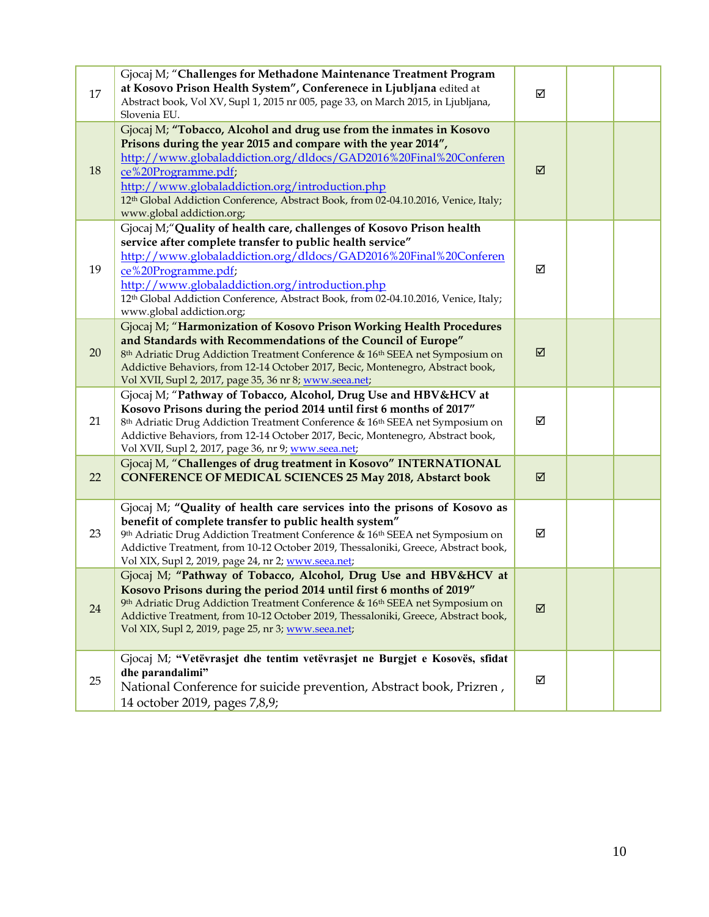| | | | | |
|---|---|---|---|---|
| 17 | Gjocaj M; "**Challenges for Methadone Maintenance Treatment Program at Kosovo Prison Health System", Conference in Ljubljana** edited at Abstract book, Vol XV, Supl 1, 2015 nr 005, page 33, on March 2015, in Ljubljana, Slovenia EU. | ☑ | | |
| 18 | Gjocaj M; **"Tobacco, Alcohol and drug use from the inmates in Kosovo Prisons during the year 2015 and compare with the year 2014",** http://www.globaladdiction.org/dldocs/GAD2016%20Final%20Conference%20Programme.pdf; http://www.globaladdiction.org/introduction.php 12th Global Addiction Conference, Abstract Book, from 02-04.10.2016, Venice, Italy; www.global addiction.org; | ☑ | | |
| 19 | Gjocaj M;"**Quality of health care, challenges of Kosovo Prison health service after complete transfer to public health service"** http://www.globaladdiction.org/dldocs/GAD2016%20Final%20Conference%20Programme.pdf; http://www.globaladdiction.org/introduction.php 12th Global Addiction Conference, Abstract Book, from 02-04.10.2016, Venice, Italy; www.global addiction.org; | ☑ | | |
| 20 | Gjocaj M; "**Harmonization of Kosovo Prison Working Health Procedures and Standards with Recommendations of the Council of Europe"** 8th Adriatic Drug Addiction Treatment Conference & 16th SEEA net Symposium on Addictive Behaviors, from 12-14 October 2017, Becic, Montenegro, Abstract book, Vol XVII, Supl 2, 2017, page 35, 36 nr 8; www.seea.net; | ☑ | | |
| 21 | Gjocaj M; "**Pathway of Tobacco, Alcohol, Drug Use and HBV&HCV at Kosovo Prisons during the period 2014 until first 6 months of 2017"** 8th Adriatic Drug Addiction Treatment Conference & 16th SEEA net Symposium on Addictive Behaviors, from 12-14 October 2017, Becic, Montenegro, Abstract book, Vol XVII, Supl 2, 2017, page 36, nr 9; www.seea.net; | ☑ | | |
| 22 | Gjocaj M, "**Challenges of drug treatment in Kosovo" INTERNATIONAL CONFERENCE OF MEDICAL SCIENCES 25 May 2018, Abstarct book** | ☑ | | |
| 23 | Gjocaj M; **"Quality of health care services into the prisons of Kosovo as benefit of complete transfer to public health system"** 9th Adriatic Drug Addiction Treatment Conference & 16th SEEA net Symposium on Addictive Treatment, from 10-12 October 2019, Thessaloniki, Greece, Abstract book, Vol XIX, Supl 2, 2019, page 24, nr 2; www.seea.net; | ☑ | | |
| 24 | Gjocaj M; **"Pathway of Tobacco, Alcohol, Drug Use and HBV&HCV at Kosovo Prisons during the period 2014 until first 6 months of 2019"** 9th Adriatic Drug Addiction Treatment Conference & 16th SEEA net Symposium on Addictive Treatment, from 10-12 October 2019, Thessaloniki, Greece, Abstract book, Vol XIX, Supl 2, 2019, page 25, nr 3; www.seea.net; | ☑ | | |
| 25 | Gjocaj M; **"Vetëvrasjet dhe tentim vetëvrasjet ne Burgjet e Kosovës, sfidat dhe parandalimi"** National Conference for suicide prevention, Abstract book, Prizren , 14 october 2019, pages 7,8,9; | ☑ | | |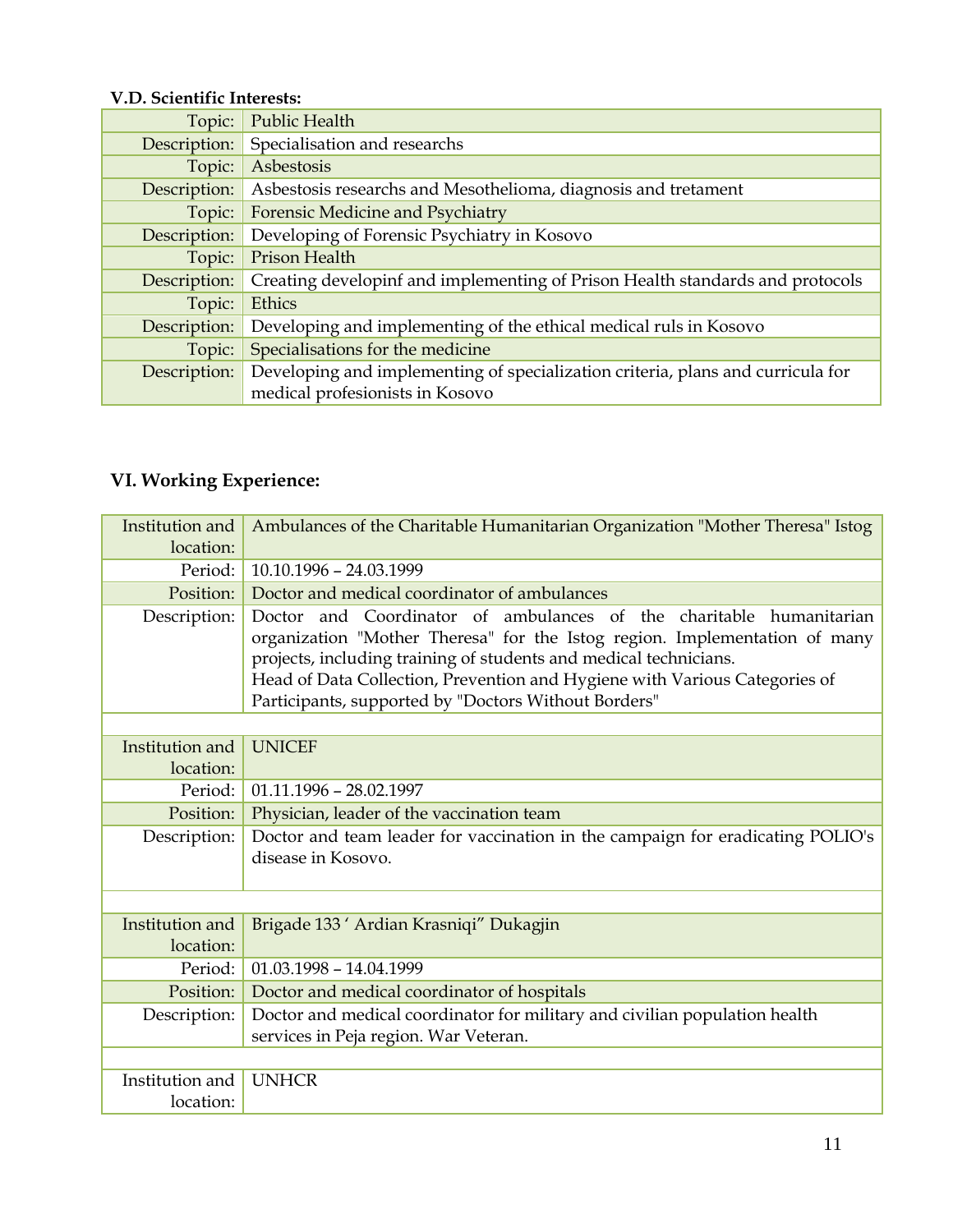**V.D. Scientific Interests:**

| | |
|---|---|
| Topic: | Public Health |
| Description: | Specialisation and researchs |
| Topic: | Asbestosis |
| Description: | Asbestosis researchs and Mesothelioma, diagnosis and tretament |
| Topic: | Forensic Medicine and Psychiatry |
| Description: | Developing of Forensic Psychiatry in Kosovo |
| Topic: | Prison Health |
| Description: | Creating developinf and implementing of Prison Health standards and protocols |
| Topic: | Ethics |
| Description: | Developing and implementing of the ethical medical ruls in Kosovo |
| Topic: | Specialisations for the medicine |
| Description: | Developing and implementing of specialization criteria, plans and curricula for medical profesionists in Kosovo |

## VI. Working Experience:

| | |
|---|---|
| Institution and location: | Ambulances of the Charitable Humanitarian Organization "Mother Theresa" Istog |
| Period: | 10.10.1996 – 24.03.1999 |
| Position: | Doctor and medical coordinator of ambulances |
| Description: | Doctor and Coordinator of ambulances of the charitable humanitarian organization "Mother Theresa" for the Istog region. Implementation of many projects, including training of students and medical technicians. Head of Data Collection, Prevention and Hygiene with Various Categories of Participants, supported by "Doctors Without Borders" |
| | |
| Institution and location: | UNICEF |
| Period: | 01.11.1996 – 28.02.1997 |
| Position: | Physician, leader of the vaccination team |
| Description: | Doctor and team leader for vaccination in the campaign for eradicating POLIO's disease in Kosovo. |
| | |
| Institution and location: | Brigade 133 ' Ardian Krasniqi" Dukagjin |
| Period: | 01.03.1998 – 14.04.1999 |
| Position: | Doctor and medical coordinator of hospitals |
| Description: | Doctor and medical coordinator for military and civilian population health services in Peja region. War Veteran. |
| | |
| Institution and location: | UNHCR |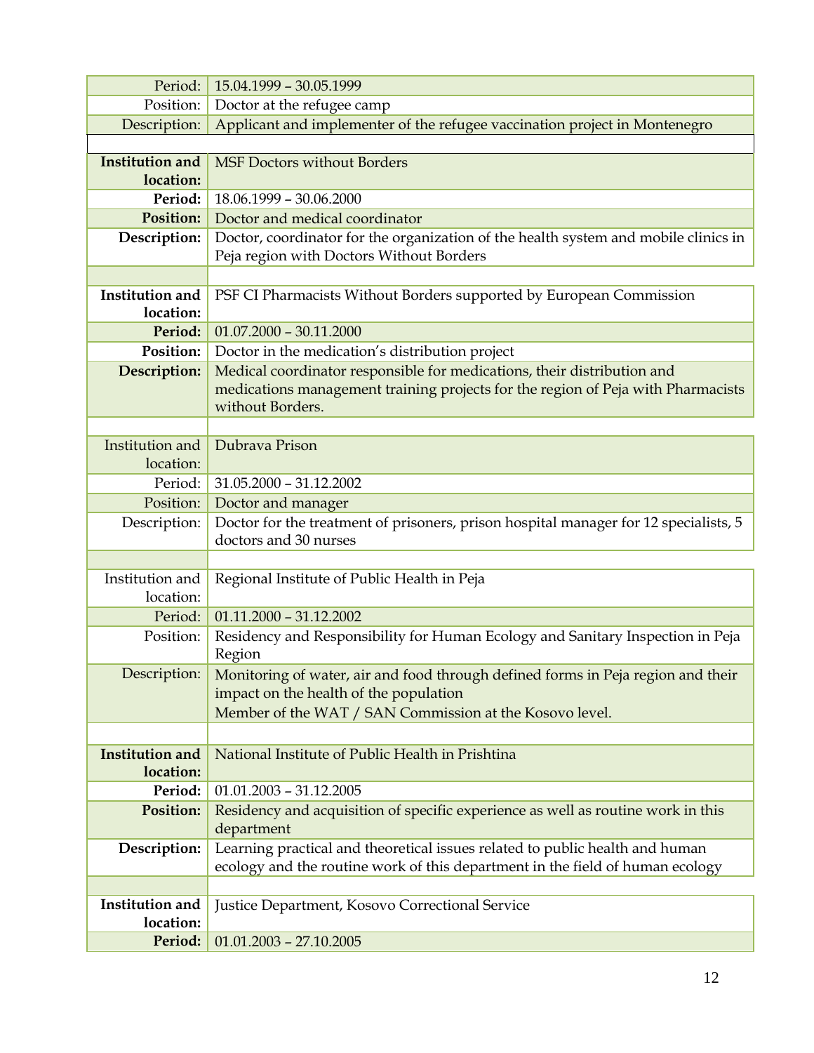| | |
|---|---|
| Period: | 15.04.1999 – 30.05.1999 |
| Position: | Doctor at the refugee camp |
| Description: | Applicant and implementer of the refugee vaccination project in Montenegro |

| | |
|---|---|
| **Institution and location:** | MSF Doctors without Borders |
| **Period:** | 18.06.1999 – 30.06.2000 |
| **Position:** | Doctor and medical coordinator |
| **Description:** | Doctor, coordinator for the organization of the health system and mobile clinics in Peja region with Doctors Without Borders |

| | |
|---|---|
| **Institution and location:** | PSF CI Pharmacists Without Borders supported by European Commission |
| **Period:** | 01.07.2000 – 30.11.2000 |
| **Position:** | Doctor in the medication's distribution project |
| **Description:** | Medical coordinator responsible for medications, their distribution and medications management training projects for the region of Peja with Pharmacists without Borders. |

| | |
|---|---|
| Institution and location: | Dubrava Prison |
| Period: | 31.05.2000 – 31.12.2002 |
| Position: | Doctor and manager |
| Description: | Doctor for the treatment of prisoners, prison hospital manager for 12 specialists, 5 doctors and 30 nurses |

| | |
|---|---|
| Institution and location: | Regional Institute of Public Health in Peja |
| Period: | 01.11.2000 – 31.12.2002 |
| Position: | Residency and Responsibility for Human Ecology and Sanitary Inspection in Peja Region |
| Description: | Monitoring of water, air and food through defined forms in Peja region and their impact on the health of the population<br>Member of the WAT / SAN Commission at the Kosovo level. |

| | |
|---|---|
| **Institution and location:** | National Institute of Public Health in Prishtina |
| **Period:** | 01.01.2003 – 31.12.2005 |
| **Position:** | Residency and acquisition of specific experience as well as routine work in this department |
| **Description:** | Learning practical and theoretical issues related to public health and human ecology and the routine work of this department in the field of human ecology |

| | |
|---|---|
| **Institution and location:** | Justice Department, Kosovo Correctional Service |
| **Period:** | 01.01.2003 – 27.10.2005 |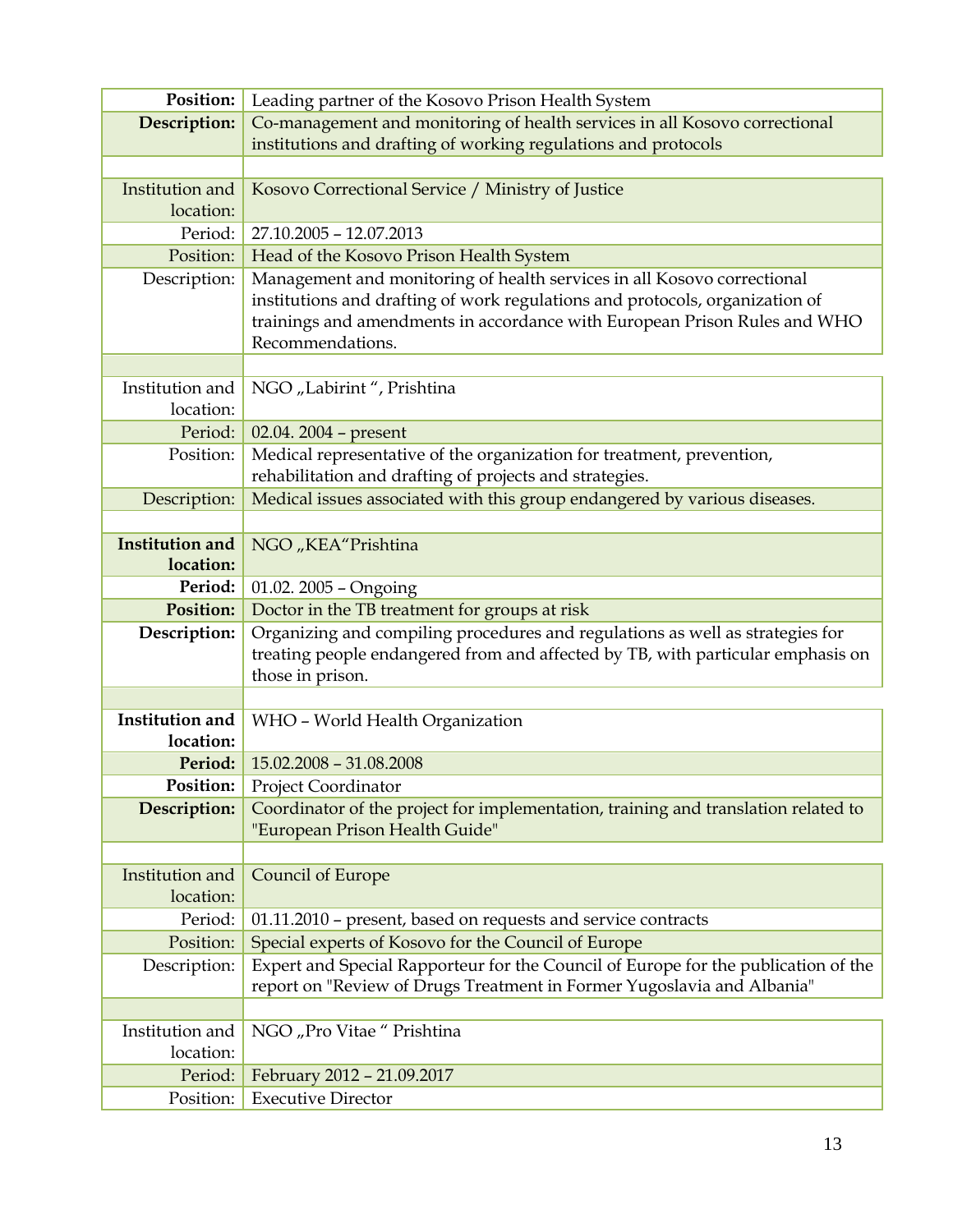| | |
|---|---|
| **Position:** | Leading partner of the Kosovo Prison Health System |
| **Description:** | Co-management and monitoring of health services in all Kosovo correctional institutions and drafting of working regulations and protocols |
| | |
| Institution and location: | Kosovo Correctional Service / Ministry of Justice |
| Period: | 27.10.2005 – 12.07.2013 |
| Position: | Head of the Kosovo Prison Health System |
| Description: | Management and monitoring of health services in all Kosovo correctional institutions and drafting of work regulations and protocols, organization of trainings and amendments in accordance with European Prison Rules and WHO Recommendations. |
| | |
| Institution and location: | NGO „Labirint ", Prishtina |
| Period: | 02.04. 2004 – present |
| Position: | Medical representative of the organization for treatment, prevention, rehabilitation and drafting of projects and strategies. |
| Description: | Medical issues associated with this group endangered by various diseases. |
| | |
| **Institution and location:** | NGO „KEA"Prishtina |
| **Period:** | 01.02. 2005 – Ongoing |
| **Position:** | Doctor in the TB treatment for groups at risk |
| **Description:** | Organizing and compiling procedures and regulations as well as strategies for treating people endangered from and affected by TB, with particular emphasis on those in prison. |
| | |
| **Institution and location:** | WHO – World Health Organization |
| **Period:** | 15.02.2008 – 31.08.2008 |
| **Position:** | Project Coordinator |
| **Description:** | Coordinator of the project for implementation, training and translation related to "European Prison Health Guide" |
| | |
| Institution and location: | Council of Europe |
| Period: | 01.11.2010 – present, based on requests and service contracts |
| Position: | Special experts of Kosovo for the Council of Europe |
| Description: | Expert and Special Rapporteur for the Council of Europe for the publication of the report on "Review of Drugs Treatment in Former Yugoslavia and Albania" |
| | |
| Institution and location: | NGO „Pro Vitae " Prishtina |
| Period: | February 2012 – 21.09.2017 |
| Position: | Executive Director |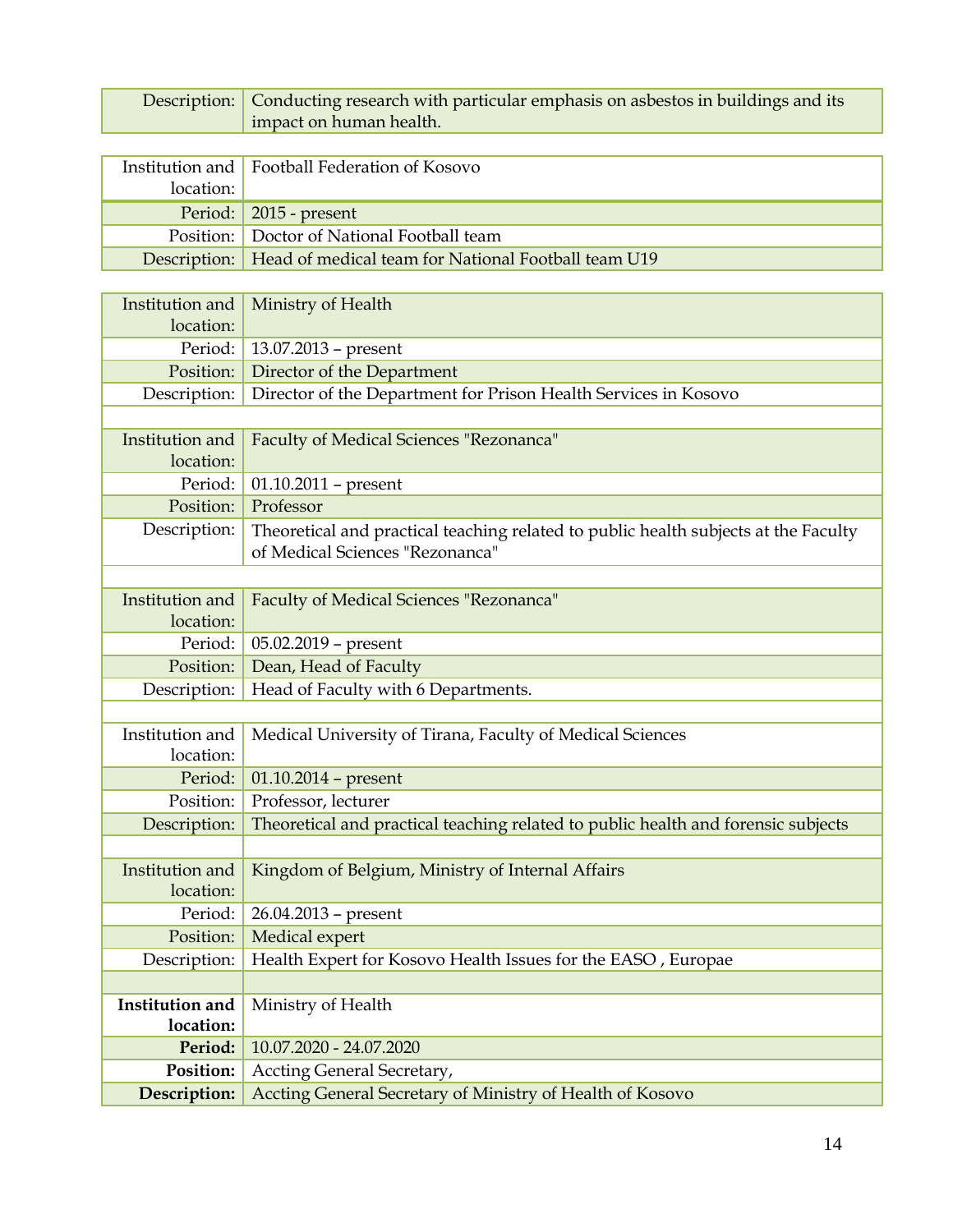| Description: | Conducting research with particular emphasis on asbestos in buildings and its impact on human health. |
|---|---|

| Institution and location: | Football Federation of Kosovo |
|---|---|
| Period: | 2015 - present |
| Position: | Doctor of National Football team |
| Description: | Head of medical team for National Football team U19 |

| Institution and location: | Ministry of Health |
|---|---|
| Period: | 13.07.2013 – present |
| Position: | Director of the Department |
| Description: | Director of the Department for Prison Health Services in Kosovo |
| | |
| Institution and location: | Faculty of Medical Sciences "Rezonanca" |
| Period: | 01.10.2011 – present |
| Position: | Professor |
| Description: | Theoretical and practical teaching related to public health subjects at the Faculty of Medical Sciences "Rezonanca" |
| | |
| Institution and location: | Faculty of Medical Sciences "Rezonanca" |
| Period: | 05.02.2019 – present |
| Position: | Dean, Head of Faculty |
| Description: | Head of Faculty with 6 Departments. |
| | |
| Institution and location: | Medical University of Tirana, Faculty of Medical Sciences |
| Period: | 01.10.2014 – present |
| Position: | Professor, lecturer |
| Description: | Theoretical and practical teaching related to public health and forensic subjects |
| | |
| Institution and location: | Kingdom of Belgium, Ministry of Internal Affairs |
| Period: | 26.04.2013 – present |
| Position: | Medical expert |
| Description: | Health Expert for Kosovo Health Issues for the EASO , Europae |
| | |
| **Institution and location:** | Ministry of Health |
| **Period:** | 10.07.2020 - 24.07.2020 |
| **Position:** | Accting General Secretary, |
| **Description:** | Accting General Secretary of Ministry of Health of Kosovo |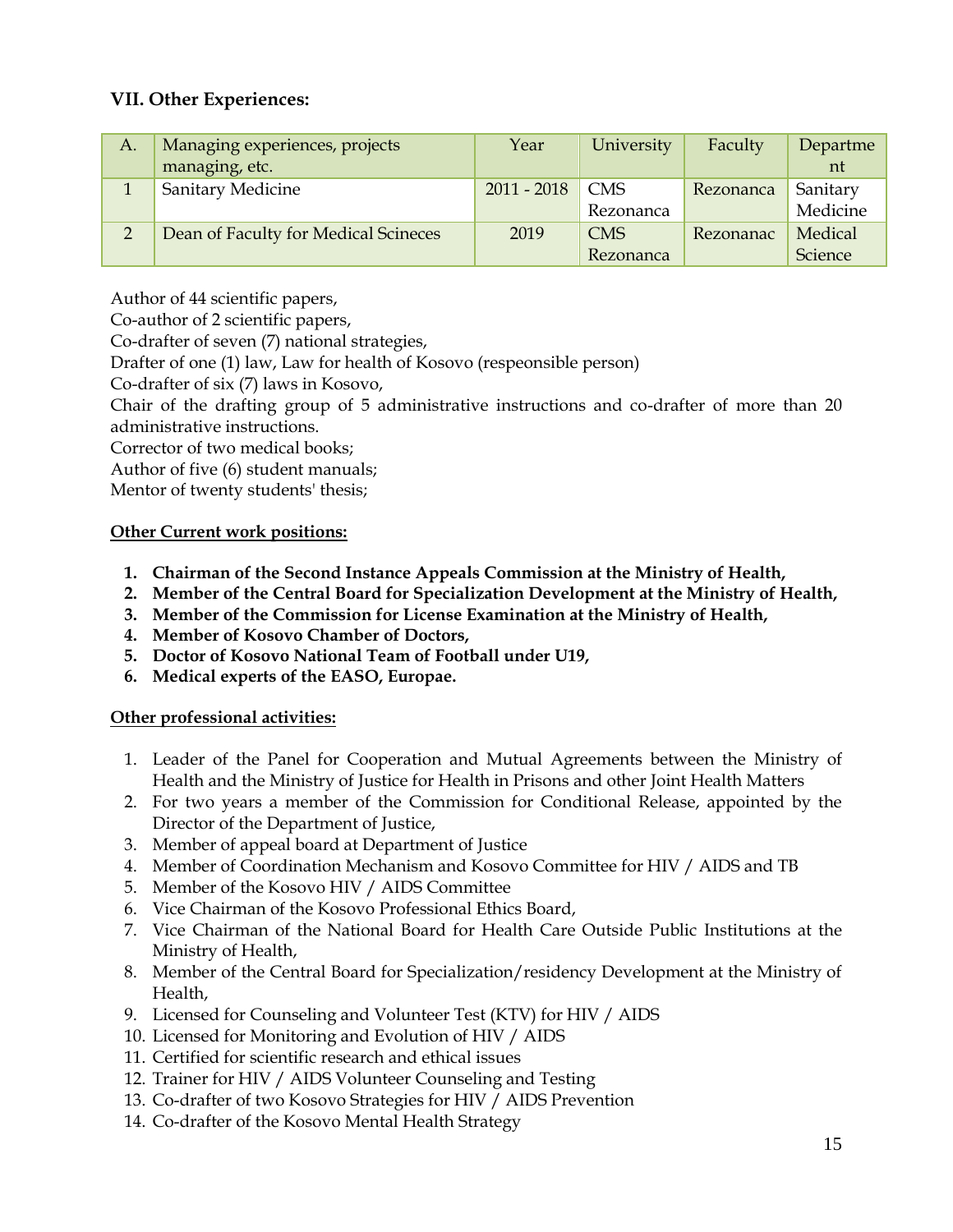### VII. Other Experiences:

| A. | Managing experiences, projects managing, etc. | Year | University | Faculty | Department |
|---|---|---|---|---|---|
| 1 | Sanitary Medicine | 2011 - 2018 | CMS Rezonanca | Rezonanca | Sanitary Medicine |
| 2 | Dean of Faculty for Medical Scineces | 2019 | CMS Rezonanca | Rezonanac | Medical Science |

Author of 44 scientific papers,
Co-author of 2 scientific papers,
Co-drafter of seven (7) national strategies,
Drafter of one (1) law, Law for health of Kosovo (respeonsible person)
Co-drafter of six (7) laws in Kosovo,
Chair of the drafting group of 5 administrative instructions and co-drafter of more than 20 administrative instructions.
Corrector of two medical books;
Author of five (6) student manuals;
Mentor of twenty students' thesis;

**Other Current work positions:**

1. **Chairman of the Second Instance Appeals Commission at the Ministry of Health,**
2. **Member of the Central Board for Specialization Development at the Ministry of Health,**
3. **Member of the Commission for License Examination at the Ministry of Health,**
4. **Member of Kosovo Chamber of Doctors,**
5. **Doctor of Kosovo National Team of Football under U19,**
6. **Medical experts of the EASO, Europae.**

**Other professional activities:**

1. Leader of the Panel for Cooperation and Mutual Agreements between the Ministry of Health and the Ministry of Justice for Health in Prisons and other Joint Health Matters
2. For two years a member of the Commission for Conditional Release, appointed by the Director of the Department of Justice,
3. Member of appeal board at Department of Justice
4. Member of Coordination Mechanism and Kosovo Committee for HIV / AIDS and TB
5. Member of the Kosovo HIV / AIDS Committee
6. Vice Chairman of the Kosovo Professional Ethics Board,
7. Vice Chairman of the National Board for Health Care Outside Public Institutions at the Ministry of Health,
8. Member of the Central Board for Specialization/residency Development at the Ministry of Health,
9. Licensed for Counseling and Volunteer Test (KTV) for HIV / AIDS
10. Licensed for Monitoring and Evolution of HIV / AIDS
11. Certified for scientific research and ethical issues
12. Trainer for HIV / AIDS Volunteer Counseling and Testing
13. Co-drafter of two Kosovo Strategies for HIV / AIDS Prevention
14. Co-drafter of the Kosovo Mental Health Strategy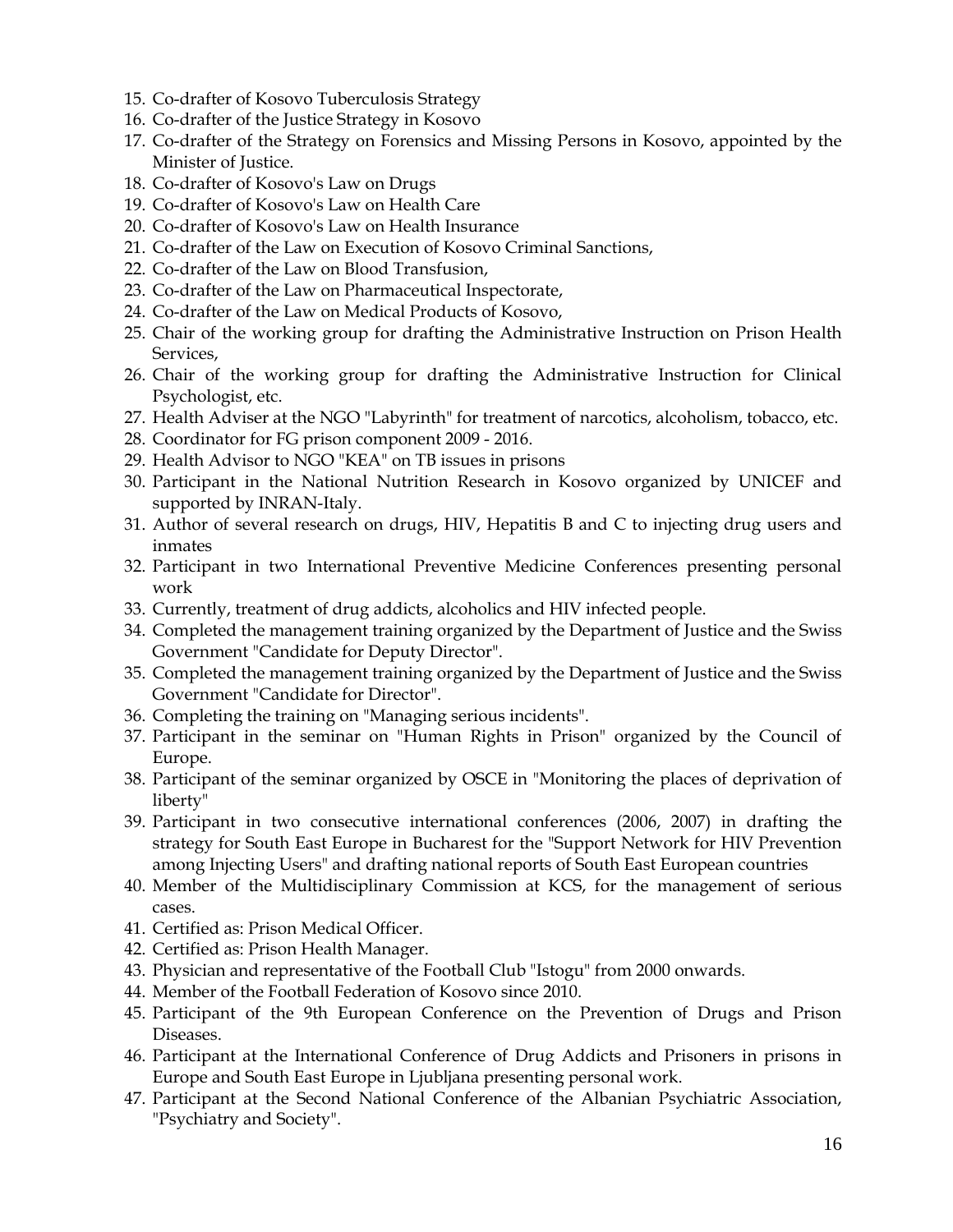15. Co-drafter of Kosovo Tuberculosis Strategy
16. Co-drafter of the Justice Strategy in Kosovo
17. Co-drafter of the Strategy on Forensics and Missing Persons in Kosovo, appointed by the Minister of Justice.
18. Co-drafter of Kosovo's Law on Drugs
19. Co-drafter of Kosovo's Law on Health Care
20. Co-drafter of Kosovo's Law on Health Insurance
21. Co-drafter of the Law on Execution of Kosovo Criminal Sanctions,
22. Co-drafter of the Law on Blood Transfusion,
23. Co-drafter of the Law on Pharmaceutical Inspectorate,
24. Co-drafter of the Law on Medical Products of Kosovo,
25. Chair of the working group for drafting the Administrative Instruction on Prison Health Services,
26. Chair of the working group for drafting the Administrative Instruction for Clinical Psychologist, etc.
27. Health Adviser at the NGO "Labyrinth" for treatment of narcotics, alcoholism, tobacco, etc.
28. Coordinator for FG prison component 2009 - 2016.
29. Health Advisor to NGO "KEA" on TB issues in prisons
30. Participant in the National Nutrition Research in Kosovo organized by UNICEF and supported by INRAN-Italy.
31. Author of several research on drugs, HIV, Hepatitis B and C to injecting drug users and inmates
32. Participant in two International Preventive Medicine Conferences presenting personal work
33. Currently, treatment of drug addicts, alcoholics and HIV infected people.
34. Completed the management training organized by the Department of Justice and the Swiss Government "Candidate for Deputy Director".
35. Completed the management training organized by the Department of Justice and the Swiss Government "Candidate for Director".
36. Completing the training on "Managing serious incidents".
37. Participant in the seminar on "Human Rights in Prison" organized by the Council of Europe.
38. Participant of the seminar organized by OSCE in "Monitoring the places of deprivation of liberty"
39. Participant in two consecutive international conferences (2006, 2007) in drafting the strategy for South East Europe in Bucharest for the "Support Network for HIV Prevention among Injecting Users" and drafting national reports of South East European countries
40. Member of the Multidisciplinary Commission at KCS, for the management of serious cases.
41. Certified as: Prison Medical Officer.
42. Certified as: Prison Health Manager.
43. Physician and representative of the Football Club "Istogu" from 2000 onwards.
44. Member of the Football Federation of Kosovo since 2010.
45. Participant of the 9th European Conference on the Prevention of Drugs and Prison Diseases.
46. Participant at the International Conference of Drug Addicts and Prisoners in prisons in Europe and South East Europe in Ljubljana presenting personal work.
47. Participant at the Second National Conference of the Albanian Psychiatric Association, "Psychiatry and Society".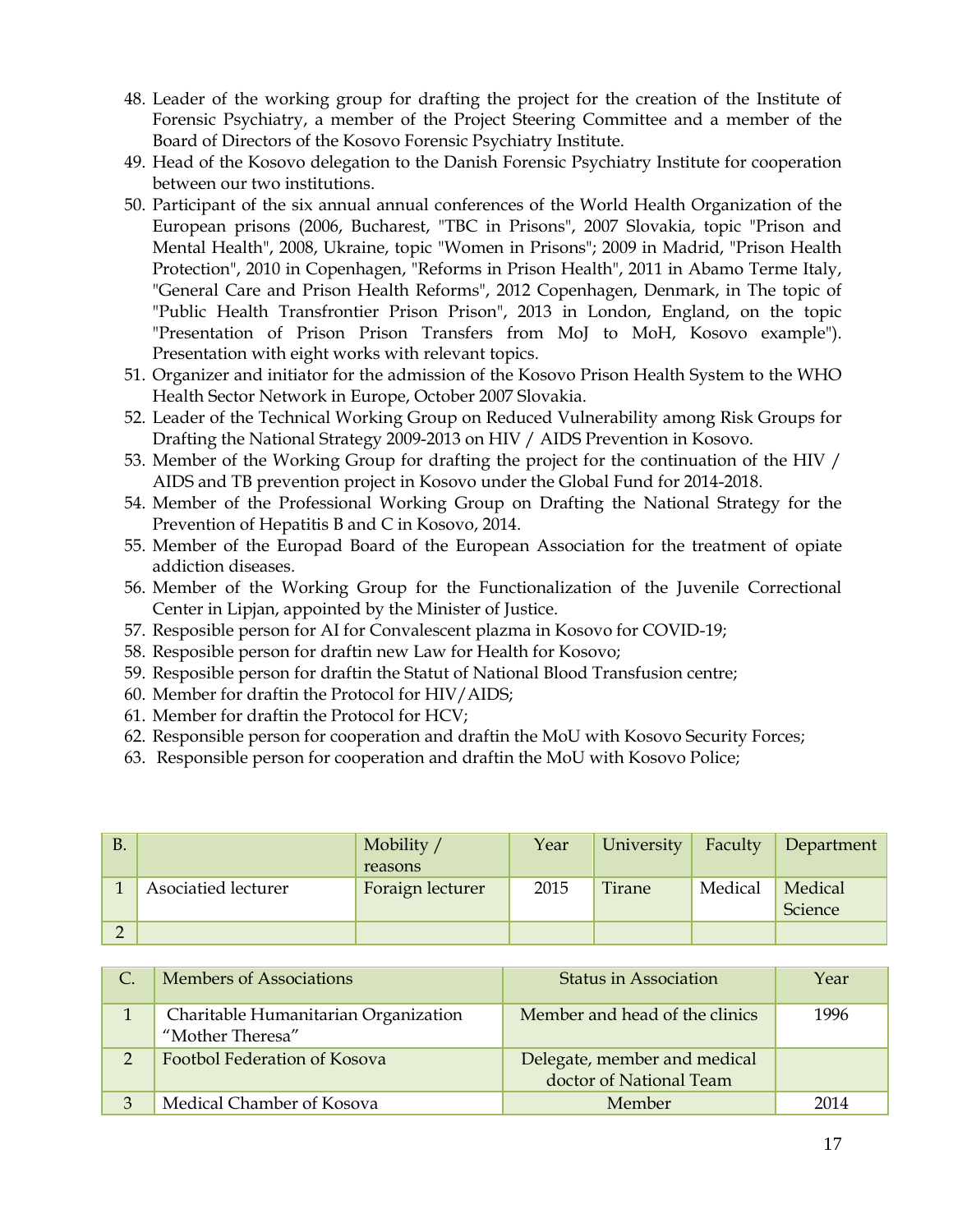48. Leader of the working group for drafting the project for the creation of the Institute of Forensic Psychiatry, a member of the Project Steering Committee and a member of the Board of Directors of the Kosovo Forensic Psychiatry Institute.
49. Head of the Kosovo delegation to the Danish Forensic Psychiatry Institute for cooperation between our two institutions.
50. Participant of the six annual annual conferences of the World Health Organization of the European prisons (2006, Bucharest, "TBC in Prisons", 2007 Slovakia, topic "Prison and Mental Health", 2008, Ukraine, topic "Women in Prisons"; 2009 in Madrid, "Prison Health Protection", 2010 in Copenhagen, "Reforms in Prison Health", 2011 in Abamo Terme Italy, "General Care and Prison Health Reforms", 2012 Copenhagen, Denmark, in The topic of "Public Health Transfrontier Prison Prison", 2013 in London, England, on the topic "Presentation of Prison Prison Transfers from MoJ to MoH, Kosovo example"). Presentation with eight works with relevant topics.
51. Organizer and initiator for the admission of the Kosovo Prison Health System to the WHO Health Sector Network in Europe, October 2007 Slovakia.
52. Leader of the Technical Working Group on Reduced Vulnerability among Risk Groups for Drafting the National Strategy 2009-2013 on HIV / AIDS Prevention in Kosovo.
53. Member of the Working Group for drafting the project for the continuation of the HIV / AIDS and TB prevention project in Kosovo under the Global Fund for 2014-2018.
54. Member of the Professional Working Group on Drafting the National Strategy for the Prevention of Hepatitis B and C in Kosovo, 2014.
55. Member of the Europad Board of the European Association for the treatment of opiate addiction diseases.
56. Member of the Working Group for the Functionalization of the Juvenile Correctional Center in Lipjan, appointed by the Minister of Justice.
57. Resposible person for AI for Convalescent plazma in Kosovo for COVID-19;
58. Resposible person for draftin new Law for Health for Kosovo;
59. Resposible person for draftin the Statut of National Blood Transfusion centre;
60. Member for draftin the Protocol for HIV/AIDS;
61. Member for draftin the Protocol for HCV;
62. Responsible person for cooperation and draftin the MoU with Kosovo Security Forces;
63. Responsible person for cooperation and draftin the MoU with Kosovo Police;

| B. | | Mobility / reasons | Year | University | Faculty | Department |
|---|---|---|---|---|---|---|
| 1 | Asociatied lecturer | Foraign lecturer | 2015 | Tirane | Medical | Medical Science |
| 2 | | | | | | |

| C. | Members of Associations | Status in Association | Year |
|---|---|---|---|
| 1 | Charitable Humanitarian Organization "Mother Theresa" | Member and head of the clinics | 1996 |
| 2 | Footbol Federation of Kosova | Delegate, member and medical doctor of National Team | |
| 3 | Medical Chamber of Kosova | Member | 2014 |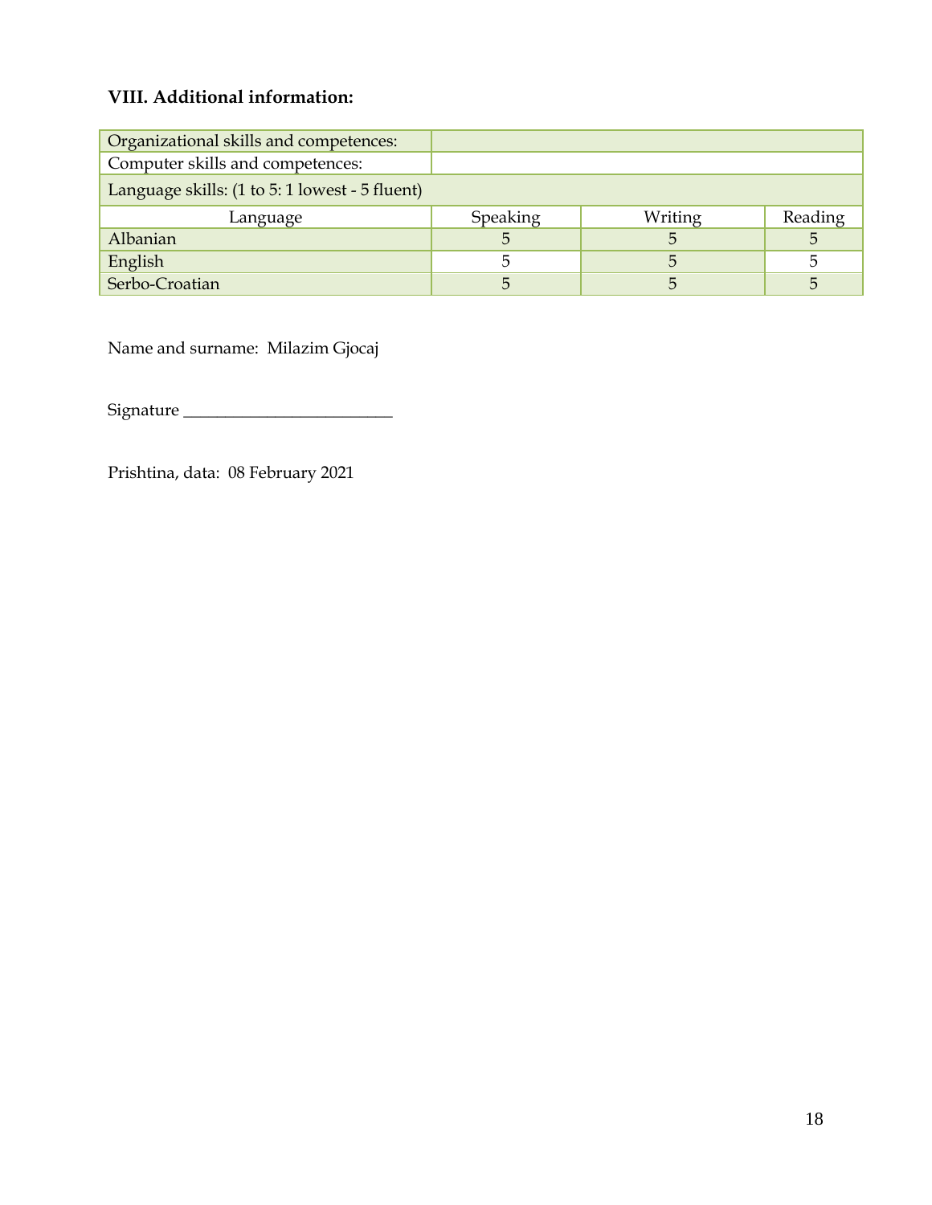### VIII. Additional information:

| | | | |
|---|---|---|---|
| Organizational skills and competences: | | | |
| Computer skills and competences: | | | |
| Language skills: (1 to 5: 1 lowest - 5 fluent) | | | |
| Language | Speaking | Writing | Reading |
| Albanian | 5 | 5 | 5 |
| English | 5 | 5 | 5 |
| Serbo-Croatian | 5 | 5 | 5 |

Name and surname:  Milazim Gjocaj

Signature ________________________

Prishtina, data:  08 February 2021